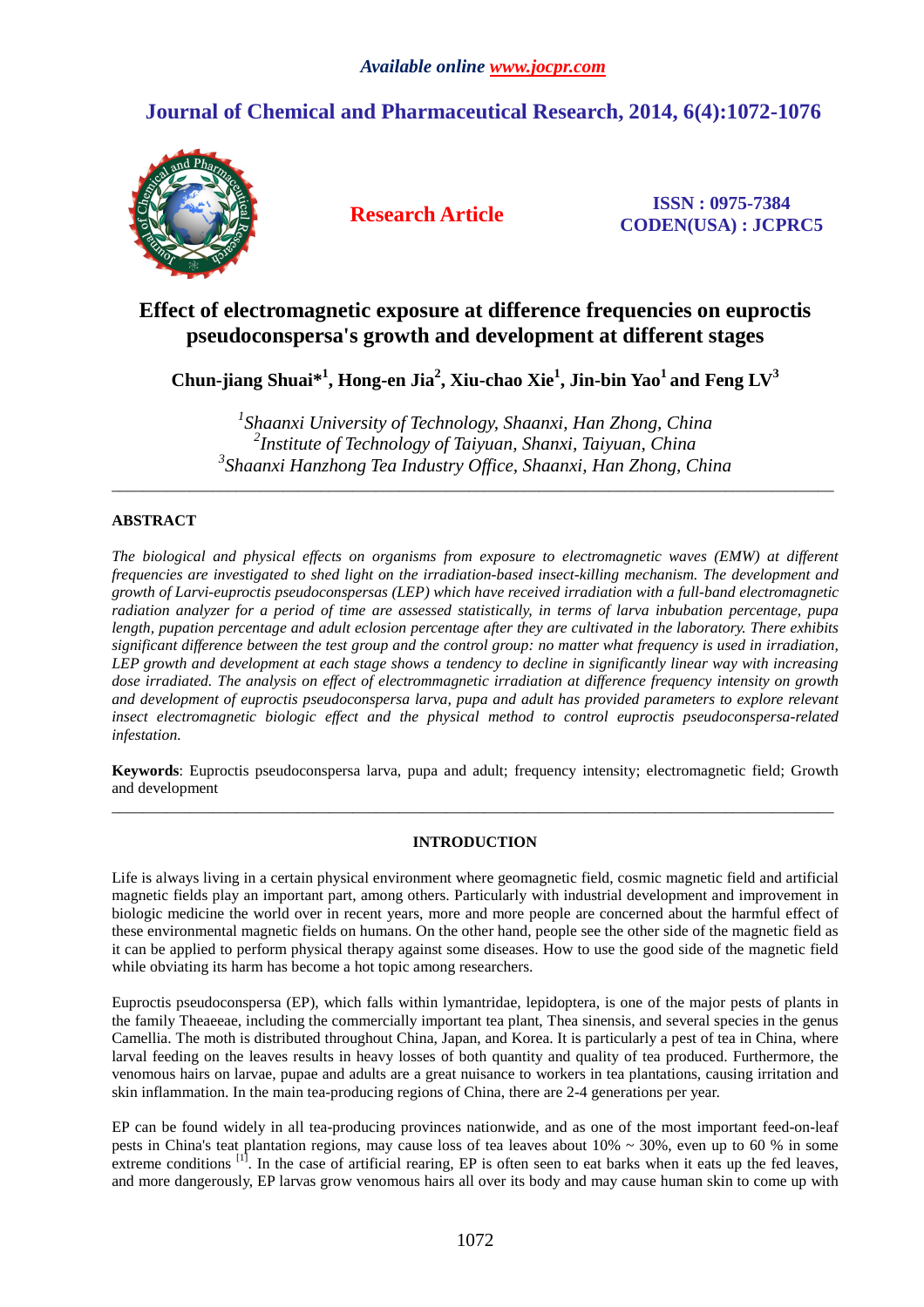*Available online www.jocpr.com*

# Journal of Chemical and Pharmaceutical Research, 2014, 6(4):1072-1076

**Research Article**

**ISSN : 0975-7384**
**CODEN(USA) : JCPRC5**

# Effect of electromagnetic exposure at difference frequencies on euproctis pseudoconspersa's growth and development at different stages

**Chun-jiang Shuai*[1], Hong-en Jia[2], Xiu-chao Xie[1], Jin-bin Yao[1] and Feng LV[3]**

[1]*Shaanxi University of Technology, Shaanxi, Han Zhong, China*
[2]*Institute of Technology of Taiyuan, Shanxi, Taiyuan, China*
[3]*Shaanxi Hanzhong Tea Industry Office, Shaanxi, Han Zhong, China*

---

## ABSTRACT

*The biological and physical effects on organisms from exposure to electromagnetic waves (EMW) at different frequencies are investigated to shed light on the irradiation-based insect-killing mechanism. The development and growth of Larvi-euproctis pseudoconspersas (LEP) which have received irradiation with a full-band electromagnetic radiation analyzer for a period of time are assessed statistically, in terms of larva inbubation percentage, pupa length, pupation percentage and adult eclosion percentage after they are cultivated in the laboratory. There exhibits significant difference between the test group and the control group: no matter what frequency is used in irradiation, LEP growth and development at each stage shows a tendency to decline in significantly linear way with increasing dose irradiated. The analysis on effect of electrommagnetic irradiation at difference frequency intensity on growth and development of euproctis pseudoconspersa larva, pupa and adult has provided parameters to explore relevant insect electromagnetic biologic effect and the physical method to control euproctis pseudoconspersa-related infestation.*

**Keywords**: Euproctis pseudoconspersa larva, pupa and adult; frequency intensity; electromagnetic field; Growth and development

---

## INTRODUCTION

Life is always living in a certain physical environment where geomagnetic field, cosmic magnetic field and artificial magnetic fields play an important part, among others. Particularly with industrial development and improvement in biologic medicine the world over in recent years, more and more people are concerned about the harmful effect of these environmental magnetic fields on humans. On the other hand, people see the other side of the magnetic field as it can be applied to perform physical therapy against some diseases. How to use the good side of the magnetic field while obviating its harm has become a hot topic among researchers.

Euproctis pseudoconspersa (EP), which falls within lymantridae, lepidoptera, is one of the major pests of plants in the family Theaeeae, including the commercially important tea plant, Thea sinensis, and several species in the genus Camellia. The moth is distributed throughout China, Japan, and Korea. It is particularly a pest of tea in China, where larval feeding on the leaves results in heavy losses of both quantity and quality of tea produced. Furthermore, the venomous hairs on larvae, pupae and adults are a great nuisance to workers in tea plantations, causing irritation and skin inflammation. In the main tea-producing regions of China, there are 2-4 generations per year.

EP can be found widely in all tea-producing provinces nationwide, and as one of the most important feed-on-leaf pests in China's teat plantation regions, may cause loss of tea leaves about 10% ~ 30%, even up to 60 % in some extreme conditions [1]. In the case of artificial rearing, EP is often seen to eat barks when it eats up the fed leaves, and more dangerously, EP larvas grow venomous hairs all over its body and may cause human skin to come up with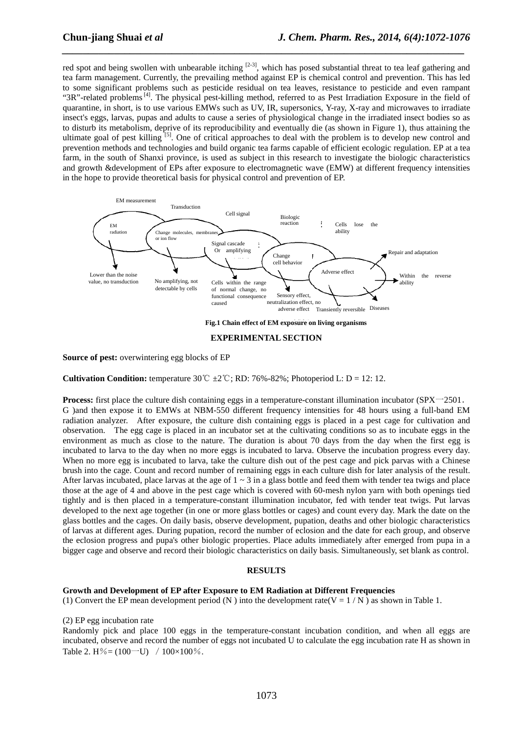red spot and being swollen with unbearable itching [2-3], which has posed substantial threat to tea leaf gathering and tea farm management. Currently, the prevailing method against EP is chemical control and prevention. This has led to some significant problems such as pesticide residual on tea leaves, resistance to pesticide and even rampant "3R"-related problems [4]. The physical pest-killing method, referred to as Pest Irradiation Exposure in the field of quarantine, in short, is to use various EMWs such as UV, IR, supersonics, Y-ray, X-ray and microwaves to irradiate insect's eggs, larvas, pupas and adults to cause a series of physiological change in the irradiated insect bodies so as to disturb its metabolism, deprive of its reproducibility and eventually die (as shown in Figure 1), thus attaining the ultimate goal of pest killing [5]. One of critical approaches to deal with the problem is to develop new control and prevention methods and technologies and build organic tea farms capable of efficient ecologic regulation. EP at a tea farm, in the south of Shanxi province, is used as subject in this research to investigate the biologic characteristics and growth &development of EPs after exposure to electromagnetic wave (EMW) at different frequency intensities in the hope to provide theoretical basis for physical control and prevention of EP.

EM measurement — Transduction — Cell signal — Biologic reaction

EM radiation → Lower than the noise value, no transduction

Change molecules, membranes or ion flow → No amplifying, not detectable by cells

Signal cascade Or amplifying → Cells within the range of normal change, no functional consequence caused

Change cell behavior → Sensory effect, neutralization effect, no adverse effect

Cells lose the ability

Adverse effect → Repair and adaptation; Within the reverse ability; Transiently reversible; Diseases

**Fig.1 Chain effect of EM exposure on living organisms**

## EXPERIMENTAL SECTION

**Source of pest:** overwintering egg blocks of EP

**Cultivation Condition:** temperature 30℃ ±2℃; RD: 76%-82%; Photoperiod L: D = 12: 12.

**Process:** first place the culture dish containing eggs in a temperature-constant illumination incubator (SPX一2501．G )and then expose it to EMWs at NBM-550 different frequency intensities for 48 hours using a full-band EM radiation analyzer. After exposure, the culture dish containing eggs is placed in a pest cage for cultivation and observation. The egg cage is placed in an incubator set at the cultivating conditions so as to incubate eggs in the environment as much as close to the nature. The duration is about 70 days from the day when the first egg is incubated to larva to the day when no more eggs is incubated to larva. Observe the incubation progress every day. When no more egg is incubated to larva, take the culture dish out of the pest cage and pick parvas with a Chinese brush into the cage. Count and record number of remaining eggs in each culture dish for later analysis of the result. After larvas incubated, place larvas at the age of 1 ~ 3 in a glass bottle and feed them with tender tea twigs and place those at the age of 4 and above in the pest cage which is covered with 60-mesh nylon yarn with both openings tied tightly and is then placed in a temperature-constant illumination incubator, fed with tender teat twigs. Put larvas developed to the next age together (in one or more glass bottles or cages) and count every day. Mark the date on the glass bottles and the cages. On daily basis, observe development, pupation, deaths and other biologic characteristics of larvas at different ages. During pupation, record the number of eclosion and the date for each group, and observe the eclosion progress and pupa's other biologic properties. Place adults immediately after emerged from pupa in a bigger cage and observe and record their biologic characteristics on daily basis. Simultaneously, set blank as control.

## RESULTS

**Growth and Development of EP after Exposure to EM Radiation at Different Frequencies**

(1) Convert the EP mean development period (N ) into the development rate($V = 1 / N$ ) as shown in Table 1.

(2) EP egg incubation rate

Randomly pick and place 100 eggs in the temperature-constant incubation condition, and when all eggs are incubated, observe and record the number of eggs not incubated U to calculate the egg incubation rate H as shown in Table 2. $H\% = (100 - U) / 100 \times 100\%$.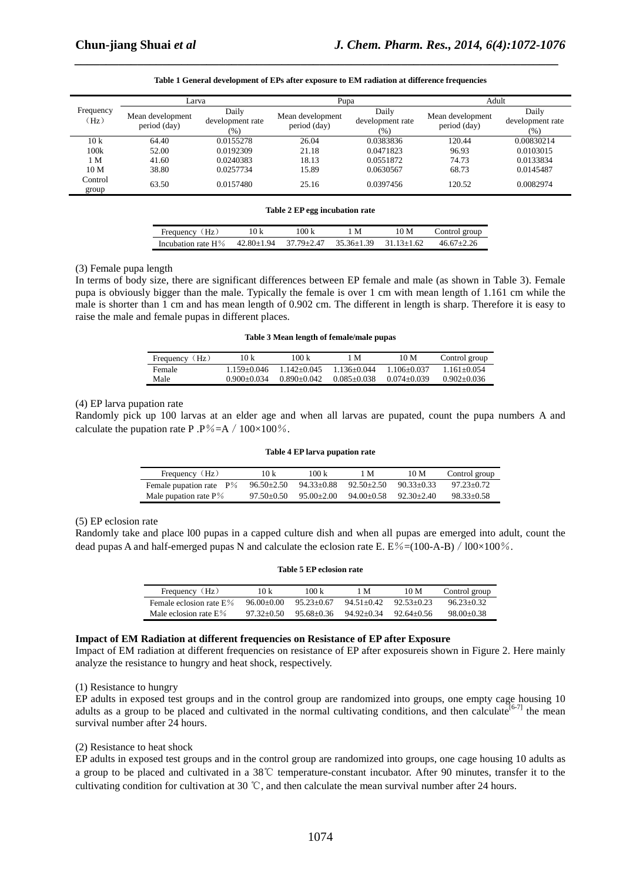**Table 1 General development of EPs after exposure to EM radiation at difference frequencies**

| Frequency (Hz) | Larva | | Pupa | | Adult | |
|---|---|---|---|---|---|---|
| | Mean development period (day) | Daily development rate (%) | Mean development period (day) | Daily development rate (%) | Mean development period (day) | Daily development rate (%) |
| 10 k | 64.40 | 0.0155278 | 26.04 | 0.0383836 | 120.44 | 0.00830214 |
| 100k | 52.00 | 0.0192309 | 21.18 | 0.0471823 | 96.93 | 0.0103015 |
| 1 M | 41.60 | 0.0240383 | 18.13 | 0.0551872 | 74.73 | 0.0133834 |
| 10 M | 38.80 | 0.0257734 | 15.89 | 0.0630567 | 68.73 | 0.0145487 |
| Control group | 63.50 | 0.0157480 | 25.16 | 0.0397456 | 120.52 | 0.0082974 |

**Table 2 EP egg incubation rate**

| Frequency (Hz) | 10 k | 100 k | 1 M | 10 M | Control group |
|---|---|---|---|---|---|
| Incubation rate H% | 42.80±1.94 | 37.79±2.47 | 35.36±1.39 | 31.13±1.62 | 46.67±2.26 |

(3) Female pupa length

In terms of body size, there are significant differences between EP female and male (as shown in Table 3). Female pupa is obviously bigger than the male. Typically the female is over 1 cm with mean length of 1.161 cm while the male is shorter than 1 cm and has mean length of 0.902 cm. The different in length is sharp. Therefore it is easy to raise the male and female pupas in different places.

**Table 3 Mean length of female/male pupas**

| Frequency (Hz) | 10 k | 100 k | 1 M | 10 M | Control group |
|---|---|---|---|---|---|
| Female | 1.159±0.046 | 1.142±0.045 | 1.136±0.044 | 1.106±0.037 | 1.161±0.054 |
| Male | 0.900±0.034 | 0.890±0.042 | 0.085±0.038 | 0.074±0.039 | 0.902±0.036 |

(4) EP larva pupation rate

Randomly pick up 100 larvas at an elder age and when all larvas are pupated, count the pupa numbers A and calculate the pupation rate P .P%=A / 100×100%.

**Table 4 EP larva pupation rate**

| Frequency (Hz) | 10 k | 100 k | 1 M | 10 M | Control group |
|---|---|---|---|---|---|
| Female pupation rate P% | 96.50±2.50 | 94.33±0.88 | 92.50±2.50 | 90.33±0.33 | 97.23±0.72 |
| Male pupation rate P% | 97.50±0.50 | 95.00±2.00 | 94.00±0.58 | 92.30±2.40 | 98.33±0.58 |

(5) EP eclosion rate

Randomly take and place l00 pupas in a capped culture dish and when all pupas are emerged into adult, count the dead pupas A and half-emerged pupas N and calculate the eclosion rate E. E%=(100-A-B) / l00×100%.

**Table 5 EP eclosion rate**

| Frequency (Hz) | 10 k | 100 k | 1 M | 10 M | Control group |
|---|---|---|---|---|---|
| Female eclosion rate E% | 96.00±0.00 | 95.23±0.67 | 94.51±0.42 | 92.53±0.23 | 96.23±0.32 |
| Male eclosion rate E% | 97.32±0.50 | 95.68±0.36 | 94.92±0.34 | 92.64±0.56 | 98.00±0.38 |

**Impact of EM Radiation at different frequencies on Resistance of EP after Exposure**

Impact of EM radiation at different frequencies on resistance of EP after exposureis shown in Figure 2. Here mainly analyze the resistance to hungry and heat shock, respectively.

(1) Resistance to hungry

EP adults in exposed test groups and in the control group are randomized into groups, one empty cage housing 10 adults as a group to be placed and cultivated in the normal cultivating conditions, and then calculate[6-7] the mean survival number after 24 hours.

(2) Resistance to heat shock

EP adults in exposed test groups and in the control group are randomized into groups, one cage housing 10 adults as a group to be placed and cultivated in a 38℃ temperature-constant incubator. After 90 minutes, transfer it to the cultivating condition for cultivation at 30 ℃, and then calculate the mean survival number after 24 hours.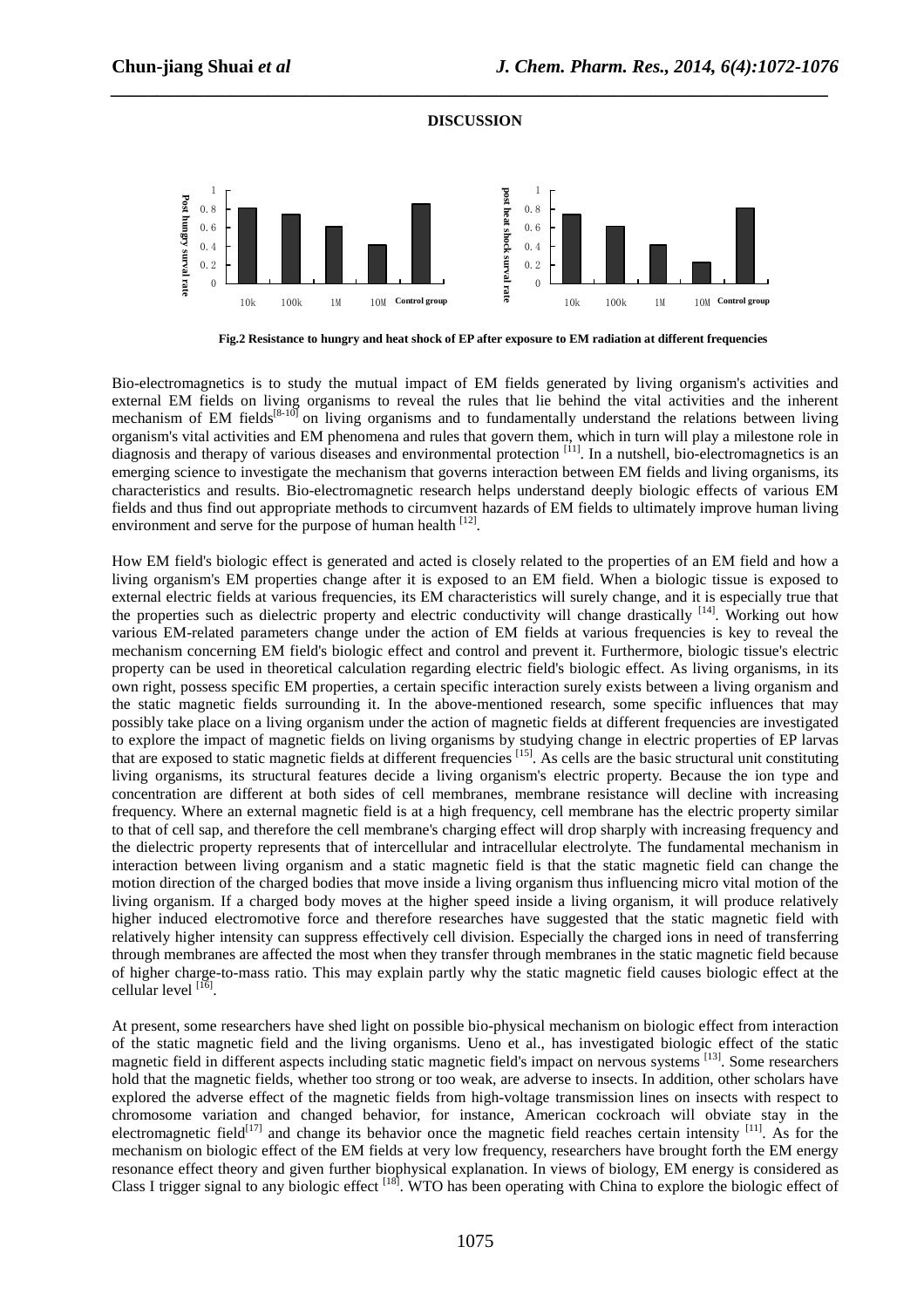## DISCUSSION

Fig.2 Resistance to hungry and heat shock of EP after exposure to EM radiation at different frequencies

Bio-electromagnetics is to study the mutual impact of EM fields generated by living organism's activities and external EM fields on living organisms to reveal the rules that lie behind the vital activities and the inherent mechanism of EM fields[8-10] on living organisms and to fundamentally understand the relations between living organism's vital activities and EM phenomena and rules that govern them, which in turn will play a milestone role in diagnosis and therapy of various diseases and environmental protection [11]. In a nutshell, bio-electromagnetics is an emerging science to investigate the mechanism that governs interaction between EM fields and living organisms, its characteristics and results. Bio-electromagnetic research helps understand deeply biologic effects of various EM fields and thus find out appropriate methods to circumvent hazards of EM fields to ultimately improve human living environment and serve for the purpose of human health [12].

How EM field's biologic effect is generated and acted is closely related to the properties of an EM field and how a living organism's EM properties change after it is exposed to an EM field. When a biologic tissue is exposed to external electric fields at various frequencies, its EM characteristics will surely change, and it is especially true that the properties such as dielectric property and electric conductivity will change drastically [14]. Working out how various EM-related parameters change under the action of EM fields at various frequencies is key to reveal the mechanism concerning EM field's biologic effect and control and prevent it. Furthermore, biologic tissue's electric property can be used in theoretical calculation regarding electric field's biologic effect. As living organisms, in its own right, possess specific EM properties, a certain specific interaction surely exists between a living organism and the static magnetic fields surrounding it. In the above-mentioned research, some specific influences that may possibly take place on a living organism under the action of magnetic fields at different frequencies are investigated to explore the impact of magnetic fields on living organisms by studying change in electric properties of EP larvas that are exposed to static magnetic fields at different frequencies [15]. As cells are the basic structural unit constituting living organisms, its structural features decide a living organism's electric property. Because the ion type and concentration are different at both sides of cell membranes, membrane resistance will decline with increasing frequency. Where an external magnetic field is at a high frequency, cell membrane has the electric property similar to that of cell sap, and therefore the cell membrane's charging effect will drop sharply with increasing frequency and the dielectric property represents that of intercellular and intracellular electrolyte. The fundamental mechanism in interaction between living organism and a static magnetic field is that the static magnetic field can change the motion direction of the charged bodies that move inside a living organism thus influencing micro vital motion of the living organism. If a charged body moves at the higher speed inside a living organism, it will produce relatively higher induced electromotive force and therefore researches have suggested that the static magnetic field with relatively higher intensity can suppress effectively cell division. Especially the charged ions in need of transferring through membranes are affected the most when they transfer through membranes in the static magnetic field because of higher charge-to-mass ratio. This may explain partly why the static magnetic field causes biologic effect at the cellular level [16].

At present, some researchers have shed light on possible bio-physical mechanism on biologic effect from interaction of the static magnetic field and the living organisms. Ueno et al., has investigated biologic effect of the static magnetic field in different aspects including static magnetic field's impact on nervous systems [13]. Some researchers hold that the magnetic fields, whether too strong or too weak, are adverse to insects. In addition, other scholars have explored the adverse effect of the magnetic fields from high-voltage transmission lines on insects with respect to chromosome variation and changed behavior, for instance, American cockroach will obviate stay in the electromagnetic field[17] and change its behavior once the magnetic field reaches certain intensity [11]. As for the mechanism on biologic effect of the EM fields at very low frequency, researchers have brought forth the EM energy resonance effect theory and given further biophysical explanation. In views of biology, EM energy is considered as Class I trigger signal to any biologic effect [18]. WTO has been operating with China to explore the biologic effect of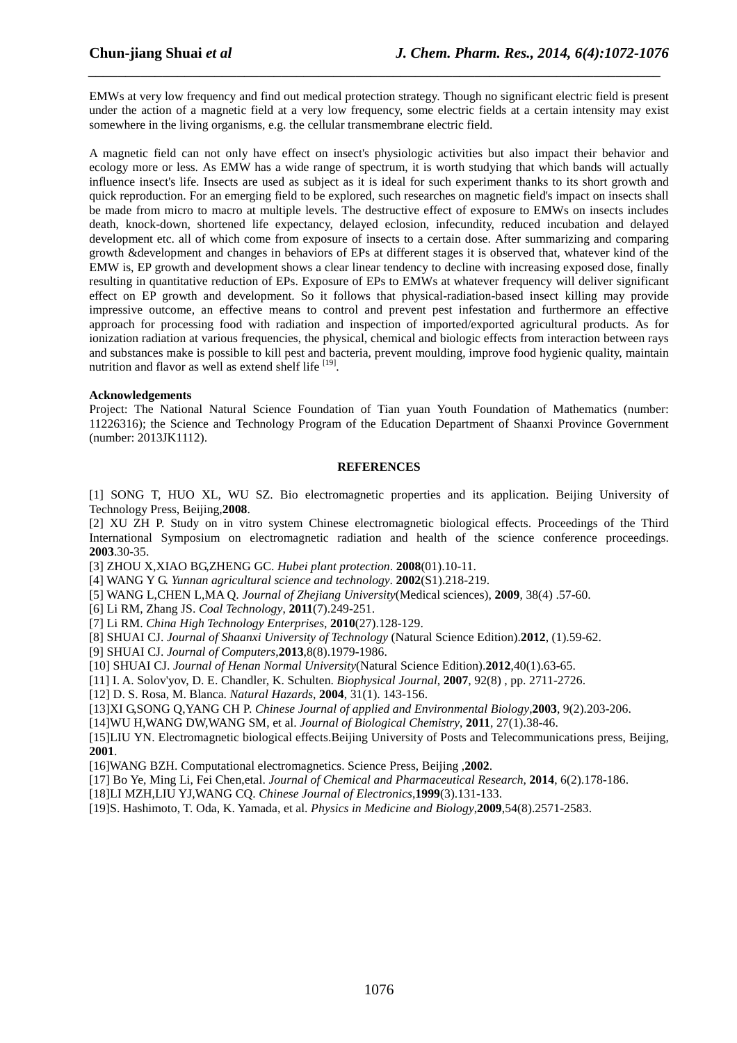EMWs at very low frequency and find out medical protection strategy. Though no significant electric field is present under the action of a magnetic field at a very low frequency, some electric fields at a certain intensity may exist somewhere in the living organisms, e.g. the cellular transmembrane electric field.

A magnetic field can not only have effect on insect's physiologic activities but also impact their behavior and ecology more or less. As EMW has a wide range of spectrum, it is worth studying that which bands will actually influence insect's life. Insects are used as subject as it is ideal for such experiment thanks to its short growth and quick reproduction. For an emerging field to be explored, such researches on magnetic field's impact on insects shall be made from micro to macro at multiple levels. The destructive effect of exposure to EMWs on insects includes death, knock-down, shortened life expectancy, delayed eclosion, infecundity, reduced incubation and delayed development etc. all of which come from exposure of insects to a certain dose. After summarizing and comparing growth &development and changes in behaviors of EPs at different stages it is observed that, whatever kind of the EMW is, EP growth and development shows a clear linear tendency to decline with increasing exposed dose, finally resulting in quantitative reduction of EPs. Exposure of EPs to EMWs at whatever frequency will deliver significant effect on EP growth and development. So it follows that physical-radiation-based insect killing may provide impressive outcome, an effective means to control and prevent pest infestation and furthermore an effective approach for processing food with radiation and inspection of imported/exported agricultural products. As for ionization radiation at various frequencies, the physical, chemical and biologic effects from interaction between rays and substances make is possible to kill pest and bacteria, prevent moulding, improve food hygienic quality, maintain nutrition and flavor as well as extend shelf life [19].

**Acknowledgements**

Project: The National Natural Science Foundation of Tian yuan Youth Foundation of Mathematics (number: 11226316); the Science and Technology Program of the Education Department of Shaanxi Province Government (number: 2013JK1112).

## REFERENCES

[1] SONG T, HUO XL, WU SZ. Bio electromagnetic properties and its application. Beijing University of Technology Press, Beijing,**2008**.

[2] XU ZH P. Study on in vitro system Chinese electromagnetic biological effects. Proceedings of the Third International Symposium on electromagnetic radiation and health of the science conference proceedings. **2003**.30-35.

[3] ZHOU X,XIAO BG,ZHENG GC. *Hubei plant protection*. **2008**(01).10-11.

[4] WANG Y G. *Yunnan agricultural science and technology*. **2002**(S1).218-219.

[5] WANG L,CHEN L,MA Q. *Journal of Zhejiang University*(Medical sciences), **2009**, 38(4) .57-60.

[6] Li RM, Zhang JS. *Coal Technology*, **2011**(7).249-251.

[7] Li RM. *China High Technology Enterprises*, **2010**(27).128-129.

[8] SHUAI CJ. *Journal of Shaanxi University of Technology* (Natural Science Edition).**2012**, (1).59-62.

[9] SHUAI CJ. *Journal of Computers*,**2013**,8(8).1979-1986.

[10] SHUAI CJ. *Journal of Henan Normal University*(Natural Science Edition).**2012**,40(1).63-65.

[11] I. A. Solov'yov, D. E. Chandler, K. Schulten. *Biophysical Journal*, **2007**, 92(8) , pp. 2711-2726.

[12] D. S. Rosa, M. Blanca. *Natural Hazards*, **2004**, 31(1). 143-156.

[13]XI G,SONG Q,YANG CH P. *Chinese Journal of applied and Environmental Biology*,**2003**, 9(2).203-206.

[14]WU H,WANG DW,WANG SM, et al. *Journal of Biological Chemistry*, **2011**, 27(1).38-46.

[15]LIU YN. Electromagnetic biological effects.Beijing University of Posts and Telecommunications press, Beijing, **2001**.

[16]WANG BZH. Computational electromagnetics. Science Press, Beijing ,**2002**.

[17] Bo Ye, Ming Li, Fei Chen,etal. *Journal of Chemical and Pharmaceutical Research*, **2014**, 6(2).178-186.

[18]LI MZH,LIU YJ,WANG CQ. *Chinese Journal of Electronics*,**1999**(3).131-133.

[19]S. Hashimoto, T. Oda, K. Yamada, et al. *Physics in Medicine and Biology*,**2009**,54(8).2571-2583.